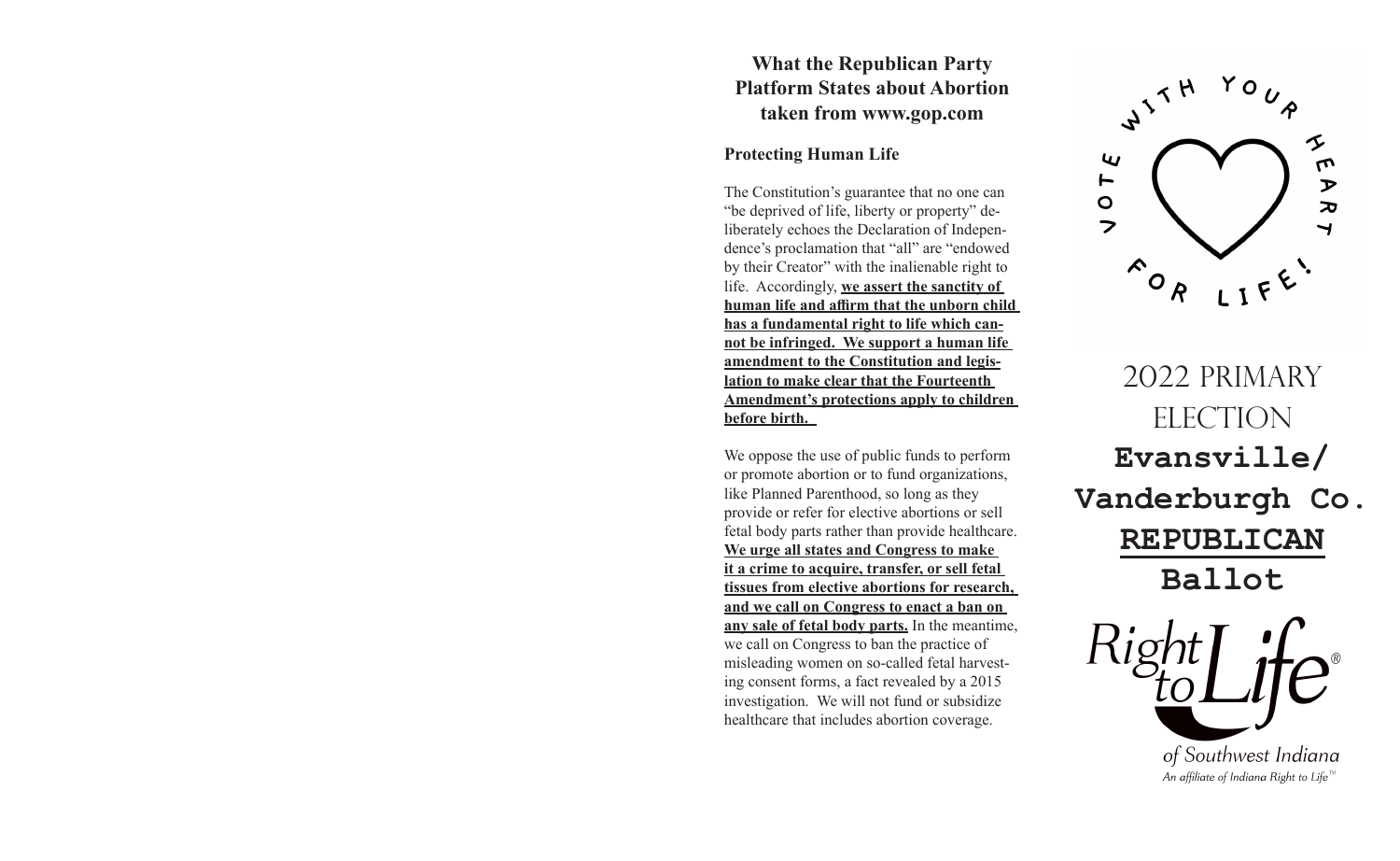## What the Republican Party Platform States about Abortion taken from www.gop.com

### Protecting Human Life

The Constitution's guarantee that no one can "be deprived of life, liberty or property" deliberately echoes the Declaration of Independence's proclamation that "all" are "endowed by their Creator" with the inalienable right to life. Accordingly, **we assert the sanctity of human life and affirm that the unborn child has a fundamental right to life which cannot be infringed. We support a human life amendment to the Constitution and legislation to make clear that the Fourteenth Amendment's protections apply to children before birth.**

We oppose the use of public funds to perform or promote abortion or to fund organizations, like Planned Parenthood, so long as they provide or refer for elective abortions or sell fetal body parts rather than provide healthcare. **We urge all states and Congress to make it a crime to acquire, transfer, or sell fetal tissues from elective abortions for research, and we call on Congress to enact a ban on any sale of fetal body parts.** In the meantime, we call on Congress to ban the practice of misleading women on so-called fetal harvesting consent forms, a fact revealed by a 2015 investigation. We will not fund or subsidize healthcare that includes abortion coverage.

VOTE WITH YOUR HEART FOR LIFE!

# 2022 PRIMARY ELECTION

# Evansville/ Vanderburgh Co. REPUBLICAN Ballot

Right to Life®

of Southwest Indiana

*An affiliate of Indiana Right to Life™*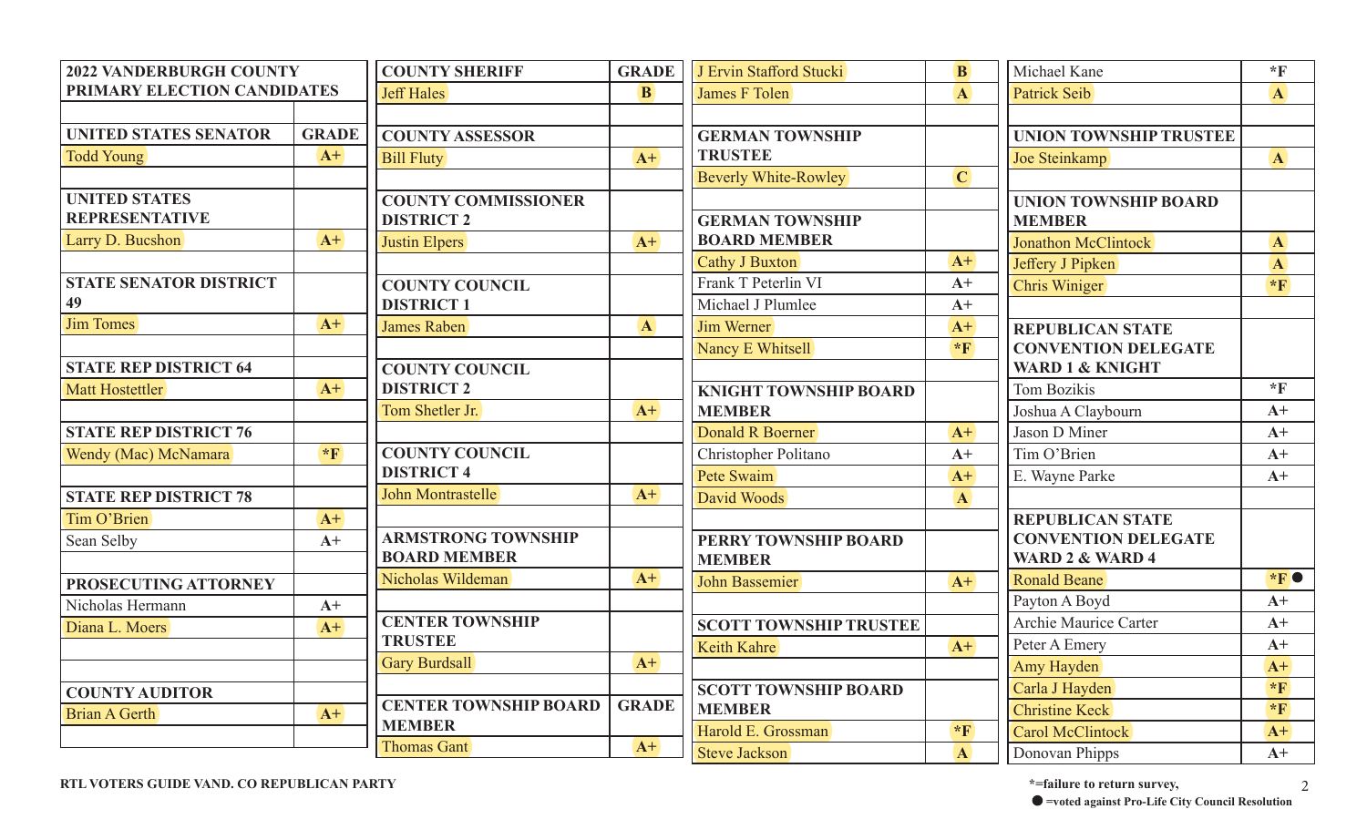| 2022 VANDERBURGH COUNTY PRIMARY ELECTION CANDIDATES | |
|---|---|
| **UNITED STATES SENATOR** | **GRADE** |
| Todd Young | A+ |
| **UNITED STATES REPRESENTATIVE** | |
| Larry D. Bucshon | A+ |
| **STATE SENATOR DISTRICT 49** | |
| Jim Tomes | A+ |
| **STATE REP DISTRICT 64** | |
| Matt Hostettler | A+ |
| **STATE REP DISTRICT 76** | |
| Wendy (Mac) McNamara | *F |
| **STATE REP DISTRICT 78** | |
| Tim O'Brien | A+ |
| Sean Selby | A+ |
| **PROSECUTING ATTORNEY** | |
| Nicholas Hermann | A+ |
| Diana L. Moers | A+ |
| **COUNTY AUDITOR** | |
| Brian A Gerth | A+ |

| COUNTY SHERIFF | GRADE |
|---|---|
| Jeff Hales | B |
| **COUNTY ASSESSOR** | |
| Bill Fluty | A+ |
| **COUNTY COMMISSIONER DISTRICT 2** | |
| Justin Elpers | A+ |
| **COUNTY COUNCIL DISTRICT 1** | |
| James Raben | A |
| **COUNTY COUNCIL DISTRICT 2** | |
| Tom Shetler Jr. | A+ |
| **COUNTY COUNCIL DISTRICT 4** | |
| John Montrastelle | A+ |
| **ARMSTRONG TOWNSHIP BOARD MEMBER** | |
| Nicholas Wildeman | A+ |
| **CENTER TOWNSHIP TRUSTEE** | |
| Gary Burdsall | A+ |
| **CENTER TOWNSHIP BOARD MEMBER** | **GRADE** |
| Thomas Gant | A+ |

| Candidate | Grade |
|---|---|
| J Ervin Stafford Stucki | B |
| James F Tolen | A |
| **GERMAN TOWNSHIP TRUSTEE** | |
| Beverly White-Rowley | C |
| **GERMAN TOWNSHIP BOARD MEMBER** | |
| Cathy J Buxton | A+ |
| Frank T Peterlin VI | A+ |
| Michael J Plumlee | A+ |
| Jim Werner | A+ |
| Nancy E Whitsell | *F |
| **KNIGHT TOWNSHIP BOARD MEMBER** | |
| Donald R Boerner | A+ |
| Christopher Politano | A+ |
| Pete Swaim | A+ |
| David Woods | A |
| **PERRY TOWNSHIP BOARD MEMBER** | |
| John Bassemier | A+ |
| **SCOTT TOWNSHIP TRUSTEE** | |
| Keith Kahre | A+ |
| **SCOTT TOWNSHIP BOARD MEMBER** | |
| Harold E. Grossman | *F |
| Steve Jackson | A |

| Candidate | Grade |
|---|---|
| Michael Kane | *F |
| Patrick Seib | A |
| **UNION TOWNSHIP TRUSTEE** | |
| Joe Steinkamp | A |
| **UNION TOWNSHIP BOARD MEMBER** | |
| Jonathon McClintock | A |
| Jeffery J Pipken | A |
| Chris Winiger | *F |
| **REPUBLICAN STATE CONVENTION DELEGATE WARD 1 & KNIGHT** | |
| Tom Bozikis | *F |
| Joshua A Claybourn | A+ |
| Jason D Miner | A+ |
| Tim O'Brien | A+ |
| E. Wayne Parke | A+ |
| **REPUBLICAN STATE CONVENTION DELEGATE WARD 2 & WARD 4** | |
| Ronald Beane | *F ● |
| Payton A Boyd | A+ |
| Archie Maurice Carter | A+ |
| Peter A Emery | A+ |
| Amy Hayden | A+ |
| Carla J Hayden | *F |
| Christine Keck | *F |
| Carol McClintock | A+ |
| Donovan Phipps | A+ |

**RTL VOTERS GUIDE VAND. CO REPUBLICAN PARTY**

**\*=failure to return survey,**
**● =voted against Pro-Life City Council Resolution**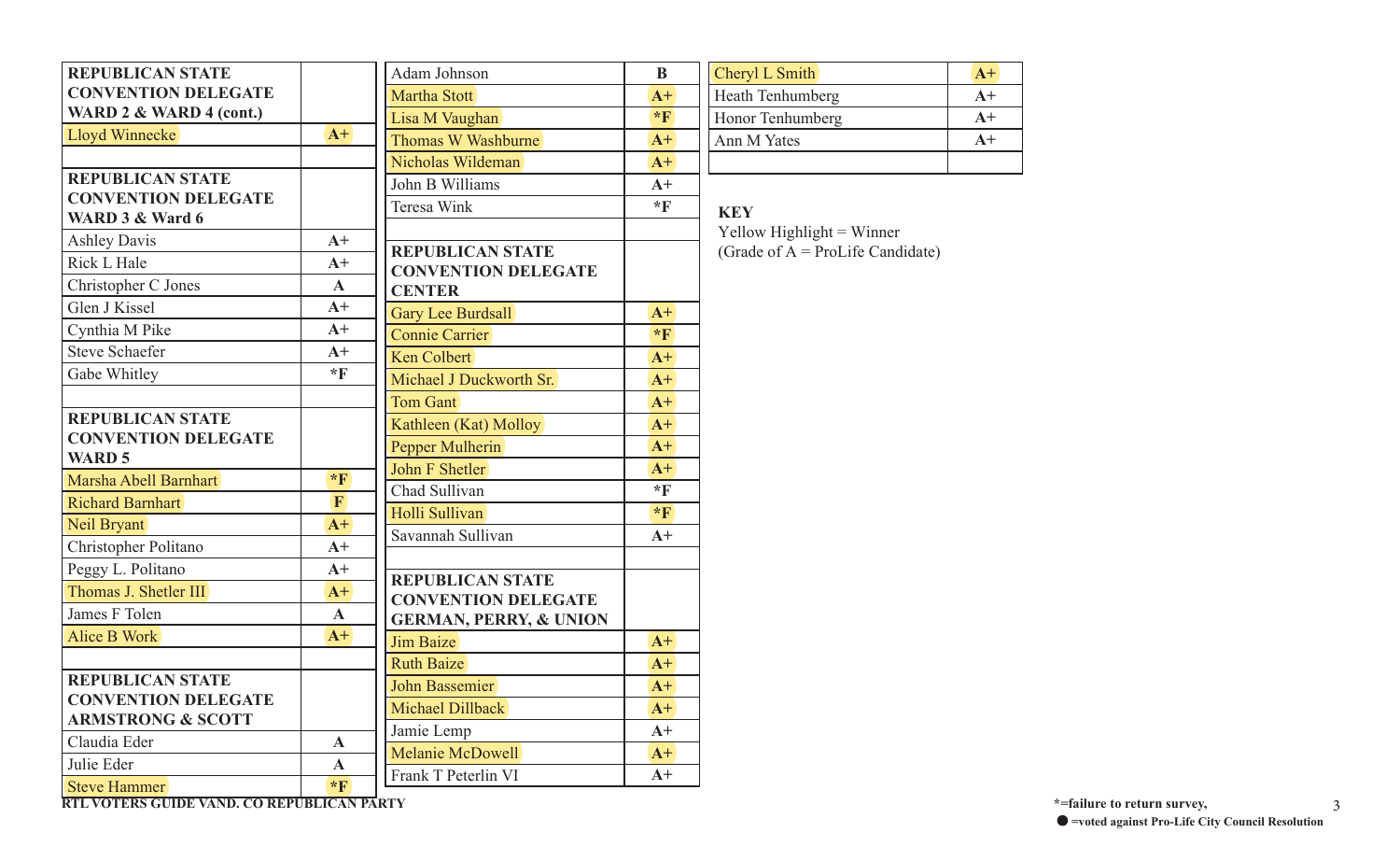| REPUBLICAN STATE CONVENTION DELEGATE WARD 2 & WARD 4 (cont.) | |
|---|---|
| Lloyd Winnecke | A+ |

| REPUBLICAN STATE CONVENTION DELEGATE WARD 3 & Ward 6 | |
|---|---|
| Ashley Davis | A+ |
| Rick L Hale | A+ |
| Christopher C Jones | A |
| Glen J Kissel | A+ |
| Cynthia M Pike | A+ |
| Steve Schaefer | A+ |
| Gabe Whitley | *F |

| REPUBLICAN STATE CONVENTION DELEGATE WARD 5 | |
|---|---|
| Marsha Abell Barnhart | *F |
| Richard Barnhart | F |
| Neil Bryant | A+ |
| Christopher Politano | A+ |
| Peggy L. Politano | A+ |
| Thomas J. Shetler III | A+ |
| James F Tolen | A |
| Alice B Work | A+ |

| REPUBLICAN STATE CONVENTION DELEGATE ARMSTRONG & SCOTT | |
|---|---|
| Claudia Eder | A |
| Julie Eder | A |
| Steve Hammer | *F |
| Adam Johnson | B |
| Martha Stott | A+ |
| Lisa M Vaughan | *F |
| Thomas W Washburne | A+ |
| Nicholas Wildeman | A+ |
| John B Williams | A+ |
| Teresa Wink | *F |

| REPUBLICAN STATE CONVENTION DELEGATE CENTER | |
|---|---|
| Gary Lee Burdsall | A+ |
| Connie Carrier | *F |
| Ken Colbert | A+ |
| Michael J Duckworth Sr. | A+ |
| Tom Gant | A+ |
| Kathleen (Kat) Molloy | A+ |
| Pepper Mulherin | A+ |
| John F Shetler | A+ |
| Chad Sullivan | *F |
| Holli Sullivan | *F |
| Savannah Sullivan | A+ |

| REPUBLICAN STATE CONVENTION DELEGATE GERMAN, PERRY, & UNION | |
|---|---|
| Jim Baize | A+ |
| Ruth Baize | A+ |
| John Bassemier | A+ |
| Michael Dillback | A+ |
| Jamie Lemp | A+ |
| Melanie McDowell | A+ |
| Frank T Peterlin VI | A+ |
| Cheryl L Smith | A+ |
| Heath Tenhumberg | A+ |
| Honor Tenhumberg | A+ |
| Ann M Yates | A+ |

**KEY**
Yellow Highlight = Winner
(Grade of A = ProLife Candidate)

RTL VOTERS GUIDE VAND. CO REPUBLICAN PARTY

*=failure to return survey,
● =voted against Pro-Life City Council Resolution